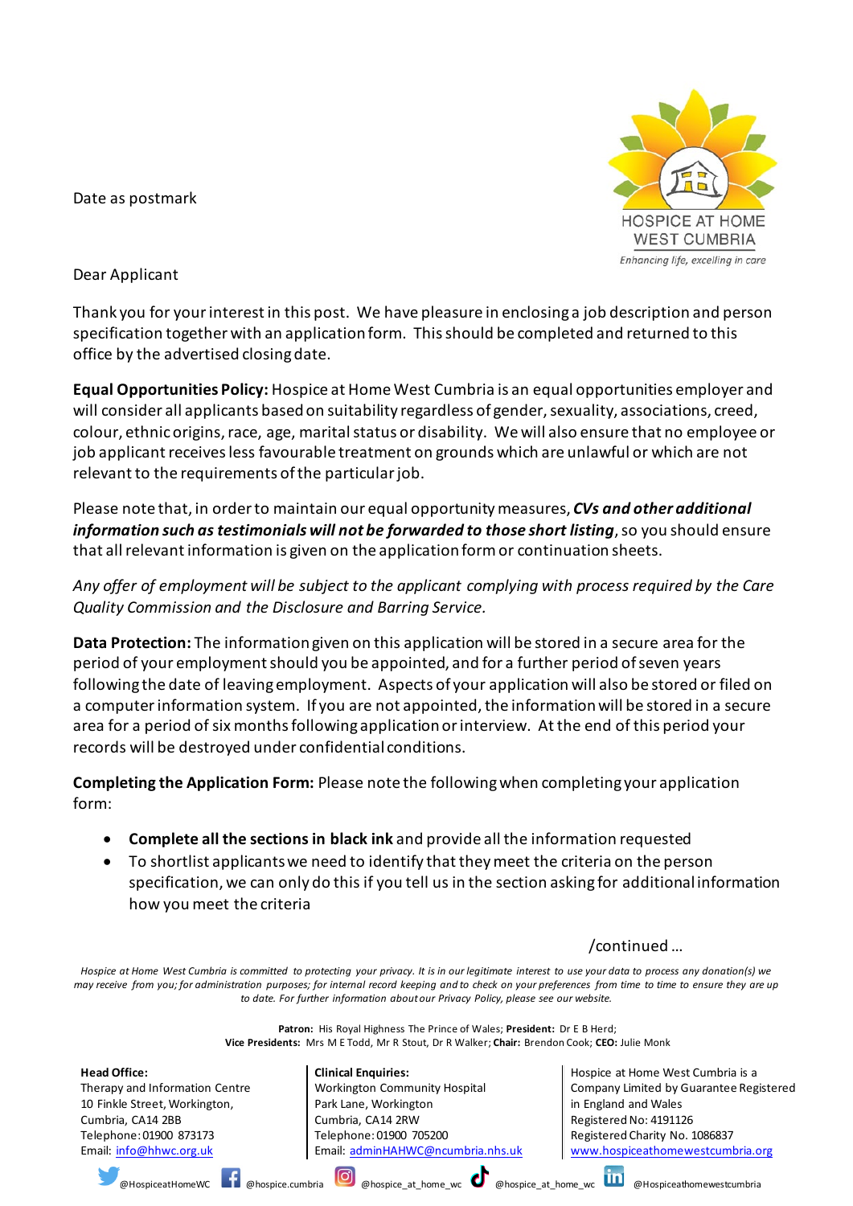HOSPICE AT HOME WEST CUMBRIA

*Enhancing life, excelling in care*

Date as postmark

Dear Applicant

Thank you for your interest in this post. We have pleasure in enclosing a job description and person specification together with an application form. This should be completed and returned to this office by the advertised closing date.

**Equal Opportunities Policy:** Hospice at Home West Cumbria is an equal opportunities employer and will consider all applicants based on suitability regardless of gender, sexuality, associations, creed, colour, ethnic origins, race, age, marital status or disability. We will also ensure that no employee or job applicant receives less favourable treatment on grounds which are unlawful or which are not relevant to the requirements of the particular job.

Please note that, in order to maintain our equal opportunity measures, ***CVs and other additional information such as testimonials will not be forwarded to those short listing***, so you should ensure that all relevant information is given on the application form or continuation sheets.

*Any offer of employment will be subject to the applicant complying with process required by the Care Quality Commission and the Disclosure and Barring Service.*

**Data Protection:** The information given on this application will be stored in a secure area for the period of your employment should you be appointed, and for a further period of seven years following the date of leaving employment. Aspects of your application will also be stored or filed on a computer information system. If you are not appointed, the information will be stored in a secure area for a period of six months following application or interview. At the end of this period your records will be destroyed under confidential conditions.

**Completing the Application Form:** Please note the following when completing your application form:

- **Complete all the sections in black ink** and provide all the information requested
- To shortlist applicants we need to identify that they meet the criteria on the person specification, we can only do this if you tell us in the section asking for additional information how you meet the criteria

/continued …

*Hospice at Home West Cumbria is committed to protecting your privacy. It is in our legitimate interest to use your data to process any donation(s) we may receive from you; for administration purposes; for internal record keeping and to check on your preferences from time to time to ensure they are up to date. For further information about our Privacy Policy, please see our website.*

**Patron:** His Royal Highness The Prince of Wales; **President:** Dr E B Herd;
**Vice Presidents:** Mrs M E Todd, Mr R Stout, Dr R Walker; **Chair:** Brendon Cook; **CEO:** Julie Monk

**Head Office:**
Therapy and Information Centre
10 Finkle Street, Workington,
Cumbria, CA14 2BB
Telephone: 01900 873173
Email: info@hhwc.org.uk

**Clinical Enquiries:**
Workington Community Hospital
Park Lane, Workington
Cumbria, CA14 2RW
Telephone: 01900 705200
Email: adminHAHWC@ncumbria.nhs.uk

Hospice at Home West Cumbria is a Company Limited by Guarantee Registered in England and Wales
Registered No: 4191126
Registered Charity No. 1086837
www.hospiceathomewestcumbria.org

@HospiceatHomeWC @hospice.cumbria @hospice_at_home_wc @hospice_at_home_wc @Hospiceathomewestcumbria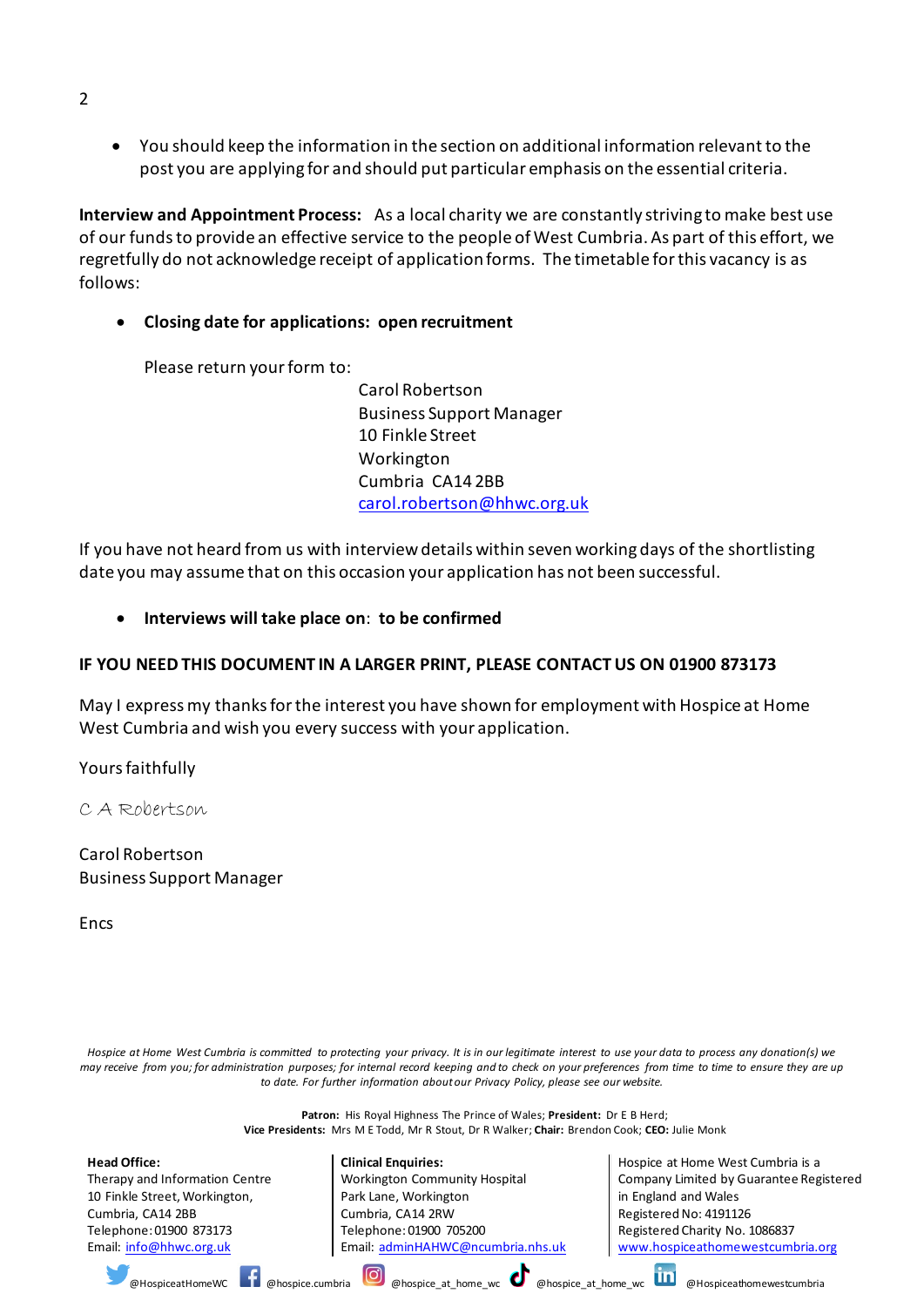- You should keep the information in the section on additional information relevant to the post you are applying for and should put particular emphasis on the essential criteria.

**Interview and Appointment Process:** As a local charity we are constantly striving to make best use of our funds to provide an effective service to the people of West Cumbria. As part of this effort, we regretfully do not acknowledge receipt of application forms. The timetable for this vacancy is as follows:

- **Closing date for applications: open recruitment**

  Please return your form to:

  Carol Robertson
  Business Support Manager
  10 Finkle Street
  Workington
  Cumbria CA14 2BB
  carol.robertson@hhwc.org.uk

If you have not heard from us with interview details within seven working days of the shortlisting date you may assume that on this occasion your application has not been successful.

- **Interviews will take place on: to be confirmed**

**IF YOU NEED THIS DOCUMENT IN A LARGER PRINT, PLEASE CONTACT US ON 01900 873173**

May I express my thanks for the interest you have shown for employment with Hospice at Home West Cumbria and wish you every success with your application.

Yours faithfully

C A Robertson

Carol Robertson
Business Support Manager

Encs

*Hospice at Home West Cumbria is committed to protecting your privacy. It is in our legitimate interest to use your data to process any donation(s) we may receive from you; for administration purposes; for internal record keeping and to check on your preferences from time to time to ensure they are up to date. For further information about our Privacy Policy, please see our website.*

**Patron:** His Royal Highness The Prince of Wales; **President:** Dr E B Herd;
**Vice Presidents:** Mrs M E Todd, Mr R Stout, Dr R Walker; **Chair:** Brendon Cook; **CEO:** Julie Monk

**Head Office:**
Therapy and Information Centre
10 Finkle Street, Workington,
Cumbria, CA14 2BB
Telephone: 01900 873173
Email: info@hhwc.org.uk

**Clinical Enquiries:**
Workington Community Hospital
Park Lane, Workington
Cumbria, CA14 2RW
Telephone: 01900 705200
Email: adminHAHWC@ncumbria.nhs.uk

Hospice at Home West Cumbria is a Company Limited by Guarantee Registered in England and Wales
Registered No: 4191126
Registered Charity No. 1086837
www.hospiceathomewestcumbria.org

@HospiceatHomeWC @hospice.cumbria @hospice_at_home_wc @hospice_at_home_wc @Hospiceathomewestcumbria